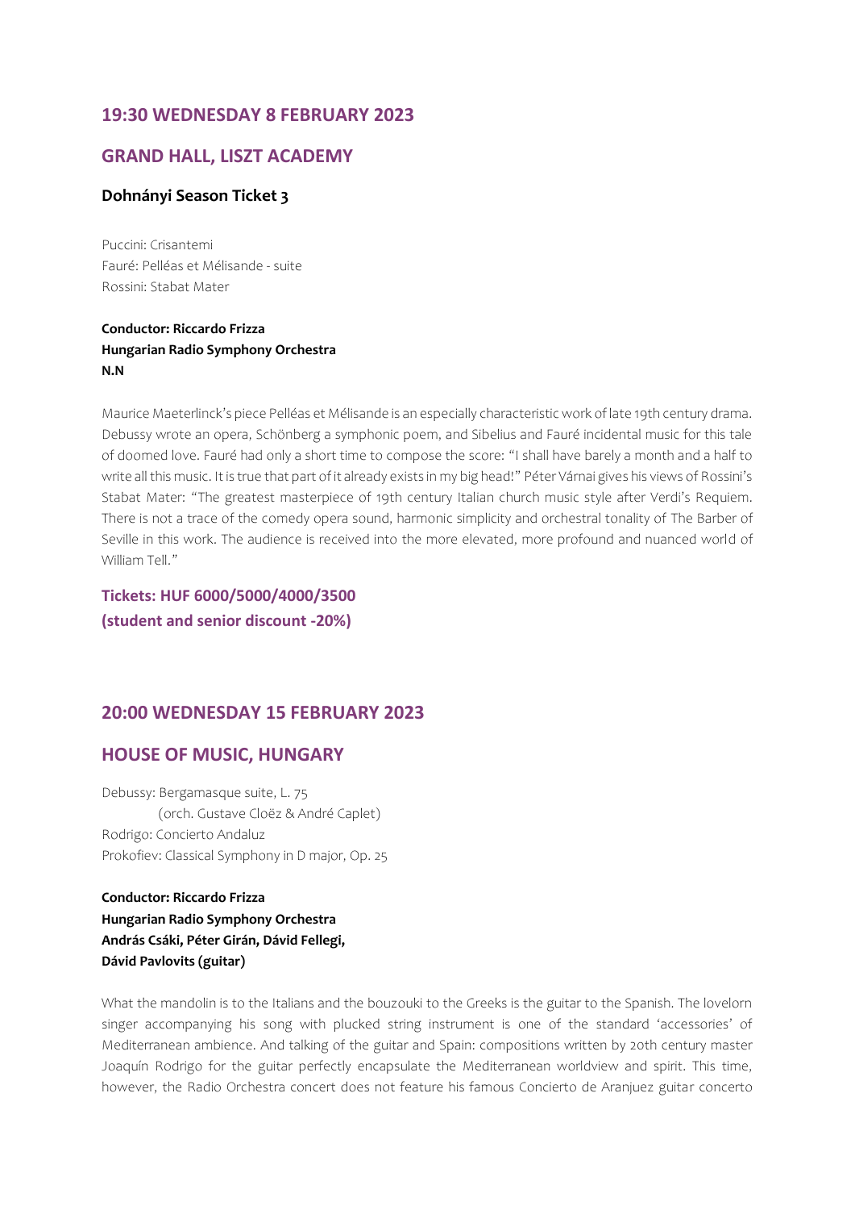## 19:30 WEDNESDAY 8 FEBRUARY 2023

## GRAND HALL, LISZT ACADEMY

### Dohnányi Season Ticket 3

Puccini: Crisantemi
Fauré: Pelléas et Mélisande - suite
Rossini: Stabat Mater

**Conductor: Riccardo Frizza**
**Hungarian Radio Symphony Orchestra**
**N.N**

Maurice Maeterlinck's piece Pelléas et Mélisande is an especially characteristic work of late 19th century drama. Debussy wrote an opera, Schönberg a symphonic poem, and Sibelius and Fauré incidental music for this tale of doomed love. Fauré had only a short time to compose the score: "I shall have barely a month and a half to write all this music. It is true that part of it already exists in my big head!" Péter Várnai gives his views of Rossini's Stabat Mater: "The greatest masterpiece of 19th century Italian church music style after Verdi's Requiem. There is not a trace of the comedy opera sound, harmonic simplicity and orchestral tonality of The Barber of Seville in this work. The audience is received into the more elevated, more profound and nuanced world of William Tell."

**Tickets: HUF 6000/5000/4000/3500**
**(student and senior discount -20%)**

## 20:00 WEDNESDAY 15 FEBRUARY 2023

## HOUSE OF MUSIC, HUNGARY

Debussy: Bergamasque suite, L. 75
(orch. Gustave Cloëz & André Caplet)
Rodrigo: Concierto Andaluz
Prokofiev: Classical Symphony in D major, Op. 25

**Conductor: Riccardo Frizza**
**Hungarian Radio Symphony Orchestra**
**András Csáki, Péter Girán, Dávid Fellegi,**
**Dávid Pavlovits (guitar)**

What the mandolin is to the Italians and the bouzouki to the Greeks is the guitar to the Spanish. The lovelorn singer accompanying his song with plucked string instrument is one of the standard 'accessories' of Mediterranean ambience. And talking of the guitar and Spain: compositions written by 20th century master Joaquín Rodrigo for the guitar perfectly encapsulate the Mediterranean worldview and spirit. This time, however, the Radio Orchestra concert does not feature his famous Concierto de Aranjuez guitar concerto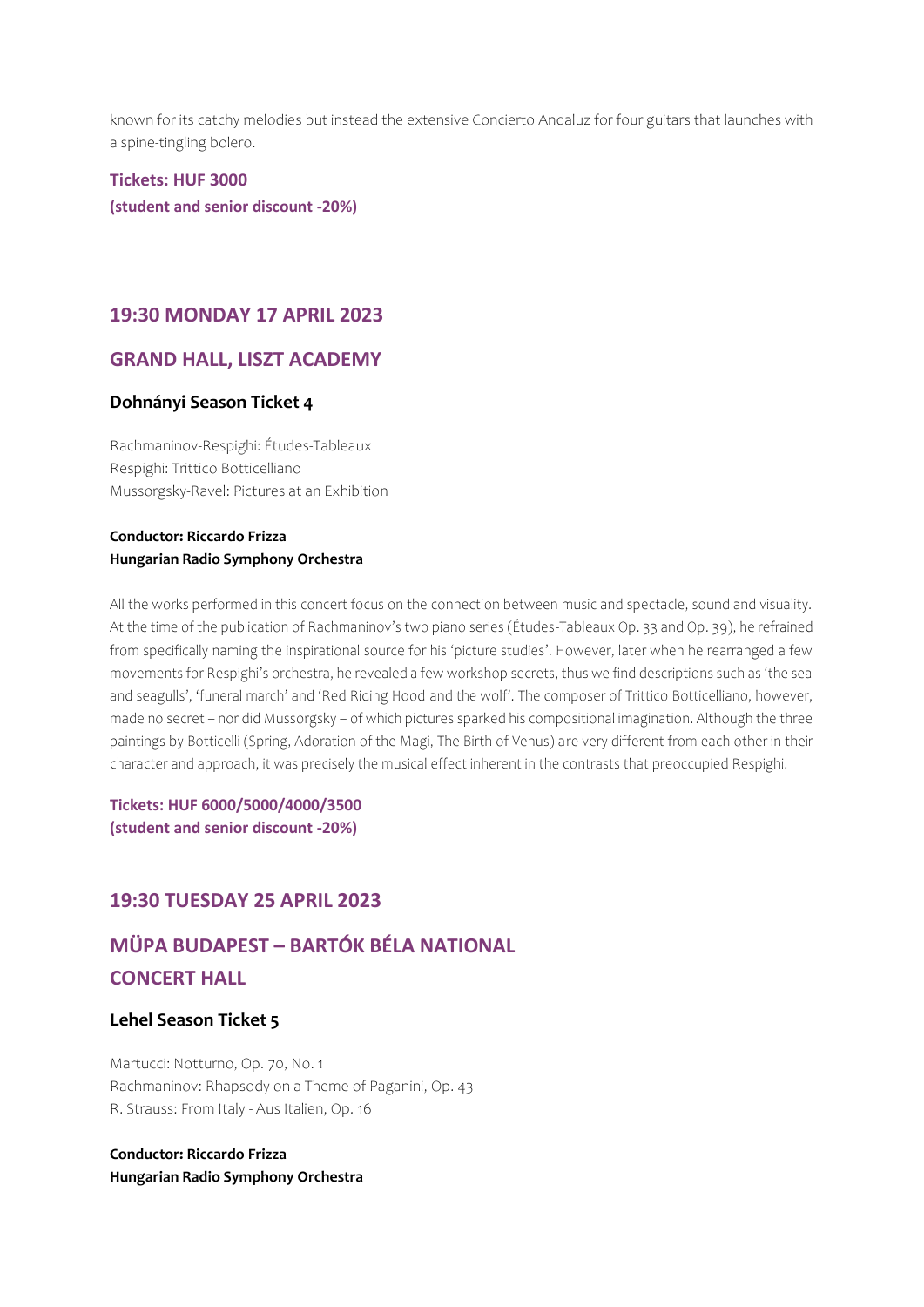known for its catchy melodies but instead the extensive Concierto Andaluz for four guitars that launches with a spine-tingling bolero.

**Tickets: HUF 3000**
**(student and senior discount -20%)**

## 19:30 MONDAY 17 APRIL 2023

## GRAND HALL, LISZT ACADEMY

### Dohnányi Season Ticket 4

Rachmaninov-Respighi: Études-Tableaux
Respighi: Trittico Botticelliano
Mussorgsky-Ravel: Pictures at an Exhibition

**Conductor: Riccardo Frizza**
**Hungarian Radio Symphony Orchestra**

All the works performed in this concert focus on the connection between music and spectacle, sound and visuality. At the time of the publication of Rachmaninov's two piano series (Études-Tableaux Op. 33 and Op. 39), he refrained from specifically naming the inspirational source for his 'picture studies'. However, later when he rearranged a few movements for Respighi's orchestra, he revealed a few workshop secrets, thus we find descriptions such as 'the sea and seagulls', 'funeral march' and 'Red Riding Hood and the wolf'. The composer of Trittico Botticelliano, however, made no secret – nor did Mussorgsky – of which pictures sparked his compositional imagination. Although the three paintings by Botticelli (Spring, Adoration of the Magi, The Birth of Venus) are very different from each other in their character and approach, it was precisely the musical effect inherent in the contrasts that preoccupied Respighi.

**Tickets: HUF 6000/5000/4000/3500**
**(student and senior discount -20%)**

## 19:30 TUESDAY 25 APRIL 2023

## MÜPA BUDAPEST – BARTÓK BÉLA NATIONAL CONCERT HALL

### Lehel Season Ticket 5

Martucci: Notturno, Op. 70, No. 1
Rachmaninov: Rhapsody on a Theme of Paganini, Op. 43
R. Strauss: From Italy - Aus Italien, Op. 16

**Conductor: Riccardo Frizza**
**Hungarian Radio Symphony Orchestra**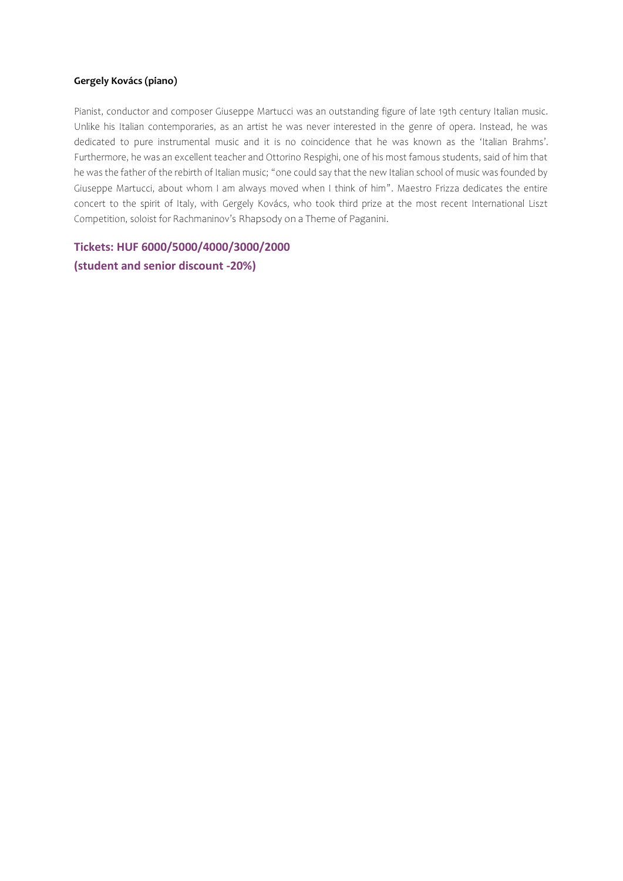**Gergely Kovács (piano)**

Pianist, conductor and composer Giuseppe Martucci was an outstanding figure of late 19th century Italian music. Unlike his Italian contemporaries, as an artist he was never interested in the genre of opera. Instead, he was dedicated to pure instrumental music and it is no coincidence that he was known as the 'Italian Brahms'. Furthermore, he was an excellent teacher and Ottorino Respighi, one of his most famous students, said of him that he was the father of the rebirth of Italian music; "one could say that the new Italian school of music was founded by Giuseppe Martucci, about whom I am always moved when I think of him". Maestro Frizza dedicates the entire concert to the spirit of Italy, with Gergely Kovács, who took third prize at the most recent International Liszt Competition, soloist for Rachmaninov's Rhapsody on a Theme of Paganini.

**Tickets: HUF 6000/5000/4000/3000/2000**
**(student and senior discount -20%)**